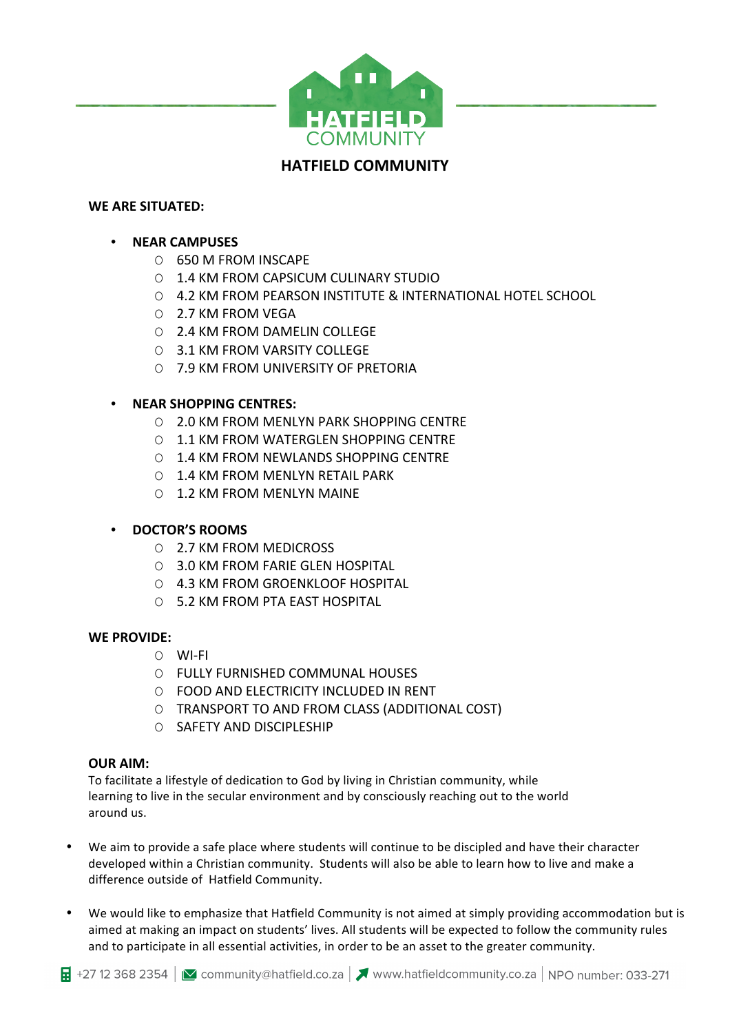# HATFIELD COMMUNITY

**WE ARE SITUATED:**

- **NEAR CAMPUSES**
  - 650 M FROM INSCAPE
  - 1.4 KM FROM CAPSICUM CULINARY STUDIO
  - 4.2 KM FROM PEARSON INSTITUTE & INTERNATIONAL HOTEL SCHOOL
  - 2.7 KM FROM VEGA
  - 2.4 KM FROM DAMELIN COLLEGE
  - 3.1 KM FROM VARSITY COLLEGE
  - 7.9 KM FROM UNIVERSITY OF PRETORIA

- **NEAR SHOPPING CENTRES:**
  - 2.0 KM FROM MENLYN PARK SHOPPING CENTRE
  - 1.1 KM FROM WATERGLEN SHOPPING CENTRE
  - 1.4 KM FROM NEWLANDS SHOPPING CENTRE
  - 1.4 KM FROM MENLYN RETAIL PARK
  - 1.2 KM FROM MENLYN MAINE

- **DOCTOR'S ROOMS**
  - 2.7 KM FROM MEDICROSS
  - 3.0 KM FROM FARIE GLEN HOSPITAL
  - 4.3 KM FROM GROENKLOOF HOSPITAL
  - 5.2 KM FROM PTA EAST HOSPITAL

**WE PROVIDE:**

- WI-FI
- FULLY FURNISHED COMMUNAL HOUSES
- FOOD AND ELECTRICITY INCLUDED IN RENT
- TRANSPORT TO AND FROM CLASS (ADDITIONAL COST)
- SAFETY AND DISCIPLESHIP

**OUR AIM:**

To facilitate a lifestyle of dedication to God by living in Christian community, while learning to live in the secular environment and by consciously reaching out to the world around us.

- We aim to provide a safe place where students will continue to be discipled and have their character developed within a Christian community. Students will also be able to learn how to live and make a difference outside of Hatfield Community.

- We would like to emphasize that Hatfield Community is not aimed at simply providing accommodation but is aimed at making an impact on students' lives. All students will be expected to follow the community rules and to participate in all essential activities, in order to be an asset to the greater community.

+27 12 368 2354 | community@hatfield.co.za | www.hatfieldcommunity.co.za | NPO number: 033-271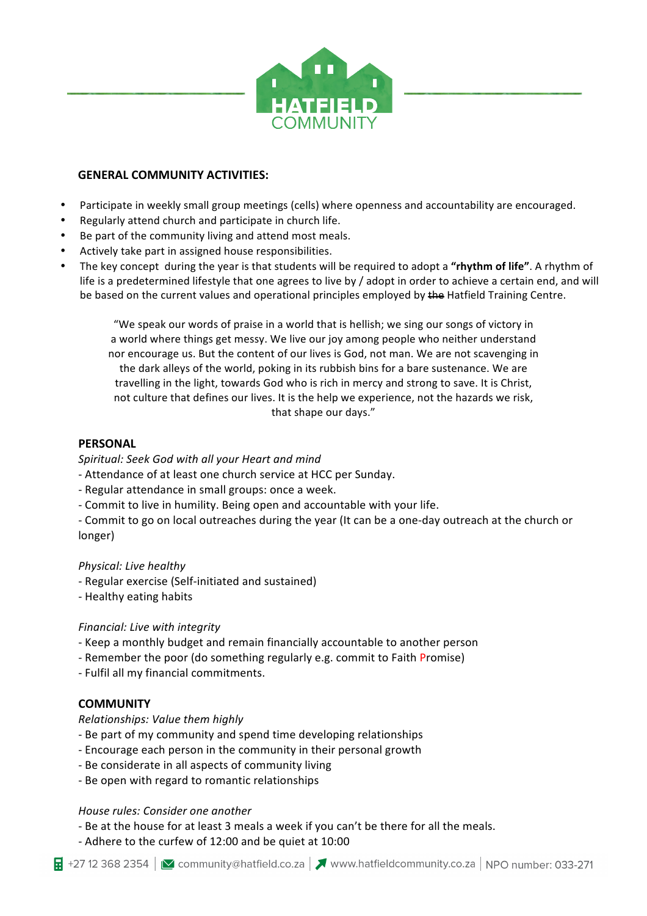**GENERAL COMMUNITY ACTIVITIES:**

- Participate in weekly small group meetings (cells) where openness and accountability are encouraged.
- Regularly attend church and participate in church life.
- Be part of the community living and attend most meals.
- Actively take part in assigned house responsibilities.
- The key concept during the year is that students will be required to adopt a **"rhythm of life"**. A rhythm of life is a predetermined lifestyle that one agrees to live by / adopt in order to achieve a certain end, and will be based on the current values and operational principles employed by ~~the~~ Hatfield Training Centre.

> "We speak our words of praise in a world that is hellish; we sing our songs of victory in a world where things get messy. We live our joy among people who neither understand nor encourage us. But the content of our lives is God, not man. We are not scavenging in the dark alleys of the world, poking in its rubbish bins for a bare sustenance. We are travelling in the light, towards God who is rich in mercy and strong to save. It is Christ, not culture that defines our lives. It is the help we experience, not the hazards we risk, that shape our days."

## PERSONAL

*Spiritual: Seek God with all your Heart and mind*

- Attendance of at least one church service at HCC per Sunday.
- Regular attendance in small groups: once a week.
- Commit to live in humility. Being open and accountable with your life.
- Commit to go on local outreaches during the year (It can be a one-day outreach at the church or longer)

*Physical: Live healthy*

- Regular exercise (Self-initiated and sustained)
- Healthy eating habits

*Financial: Live with integrity*

- Keep a monthly budget and remain financially accountable to another person
- Remember the poor (do something regularly e.g. commit to Faith Promise)
- Fulfil all my financial commitments.

## COMMUNITY

*Relationships: Value them highly*

- Be part of my community and spend time developing relationships
- Encourage each person in the community in their personal growth
- Be considerate in all aspects of community living
- Be open with regard to romantic relationships

*House rules: Consider one another*

- Be at the house for at least 3 meals a week if you can't be there for all the meals.
- Adhere to the curfew of 12:00 and be quiet at 10:00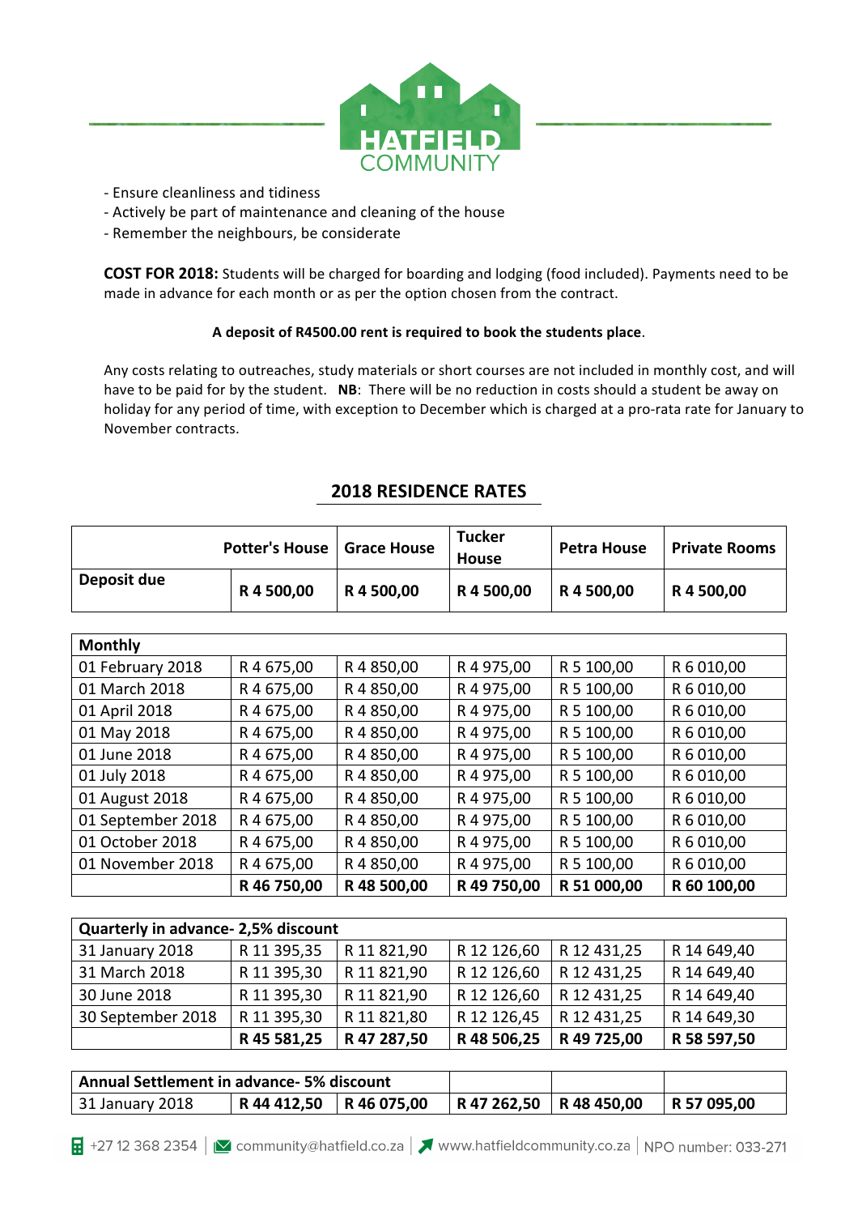HATFIELD COMMUNITY

- Ensure cleanliness and tidiness
- Actively be part of maintenance and cleaning of the house
- Remember the neighbours, be considerate

**COST FOR 2018:** Students will be charged for boarding and lodging (food included). Payments need to be made in advance for each month or as per the option chosen from the contract.

**A deposit of R4500.00 rent is required to book the students place**.

Any costs relating to outreaches, study materials or short courses are not included in monthly cost, and will have to be paid for by the student. **NB**: There will be no reduction in costs should a student be away on holiday for any period of time, with exception to December which is charged at a pro-rata rate for January to November contracts.

## 2018 RESIDENCE RATES

| | Potter's House | Grace House | Tucker House | Petra House | Private Rooms |
|---|---|---|---|---|---|
| **Deposit due** | **R 4 500,00** | **R 4 500,00** | **R 4 500,00** | **R 4 500,00** | **R 4 500,00** |
| **Monthly** | | | | | |
| 01 February 2018 | R 4 675,00 | R 4 850,00 | R 4 975,00 | R 5 100,00 | R 6 010,00 |
| 01 March 2018 | R 4 675,00 | R 4 850,00 | R 4 975,00 | R 5 100,00 | R 6 010,00 |
| 01 April 2018 | R 4 675,00 | R 4 850,00 | R 4 975,00 | R 5 100,00 | R 6 010,00 |
| 01 May 2018 | R 4 675,00 | R 4 850,00 | R 4 975,00 | R 5 100,00 | R 6 010,00 |
| 01 June 2018 | R 4 675,00 | R 4 850,00 | R 4 975,00 | R 5 100,00 | R 6 010,00 |
| 01 July 2018 | R 4 675,00 | R 4 850,00 | R 4 975,00 | R 5 100,00 | R 6 010,00 |
| 01 August 2018 | R 4 675,00 | R 4 850,00 | R 4 975,00 | R 5 100,00 | R 6 010,00 |
| 01 September 2018 | R 4 675,00 | R 4 850,00 | R 4 975,00 | R 5 100,00 | R 6 010,00 |
| 01 October 2018 | R 4 675,00 | R 4 850,00 | R 4 975,00 | R 5 100,00 | R 6 010,00 |
| 01 November 2018 | R 4 675,00 | R 4 850,00 | R 4 975,00 | R 5 100,00 | R 6 010,00 |
| | **R 46 750,00** | **R 48 500,00** | **R 49 750,00** | **R 51 000,00** | **R 60 100,00** |
| **Quarterly in advance- 2,5% discount** | | | | | |
| 31 January 2018 | R 11 395,35 | R 11 821,90 | R 12 126,60 | R 12 431,25 | R 14 649,40 |
| 31 March 2018 | R 11 395,30 | R 11 821,90 | R 12 126,60 | R 12 431,25 | R 14 649,40 |
| 30 June 2018 | R 11 395,30 | R 11 821,90 | R 12 126,60 | R 12 431,25 | R 14 649,40 |
| 30 September 2018 | R 11 395,30 | R 11 821,80 | R 12 126,45 | R 12 431,25 | R 14 649,30 |
| | **R 45 581,25** | **R 47 287,50** | **R 48 506,25** | **R 49 725,00** | **R 58 597,50** |
| **Annual Settlement in advance- 5% discount** | | | | | |
| 31 January 2018 | **R 44 412,50** | **R 46 075,00** | **R 47 262,50** | **R 48 450,00** | **R 57 095,00** |

+27 12 368 2354 | community@hatfield.co.za | www.hatfieldcommunity.co.za | NPO number: 033-271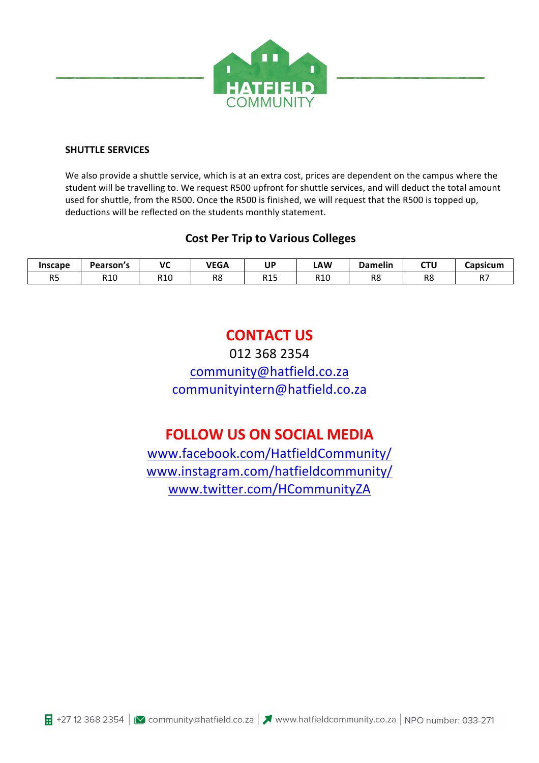HATFIELD COMMUNITY

## SHUTTLE SERVICES

We also provide a shuttle service, which is at an extra cost, prices are dependent on the campus where the student will be travelling to. We request R500 upfront for shuttle services, and will deduct the total amount used for shuttle, from the R500. Once the R500 is finished, we will request that the R500 is topped up, deductions will be reflected on the students monthly statement.

### Cost Per Trip to Various Colleges

| Inscape | Pearson's | VC | VEGA | UP | LAW | Damelin | CTU | Capsicum |
|---|---|---|---|---|---|---|---|---|
| R5 | R10 | R10 | R8 | R15 | R10 | R8 | R8 | R7 |

## CONTACT US

012 368 2354

community@hatfield.co.za

communityintern@hatfield.co.za

## FOLLOW US ON SOCIAL MEDIA

www.facebook.com/HatfieldCommunity/

www.instagram.com/hatfieldcommunity/

www.twitter.com/HCommunityZA